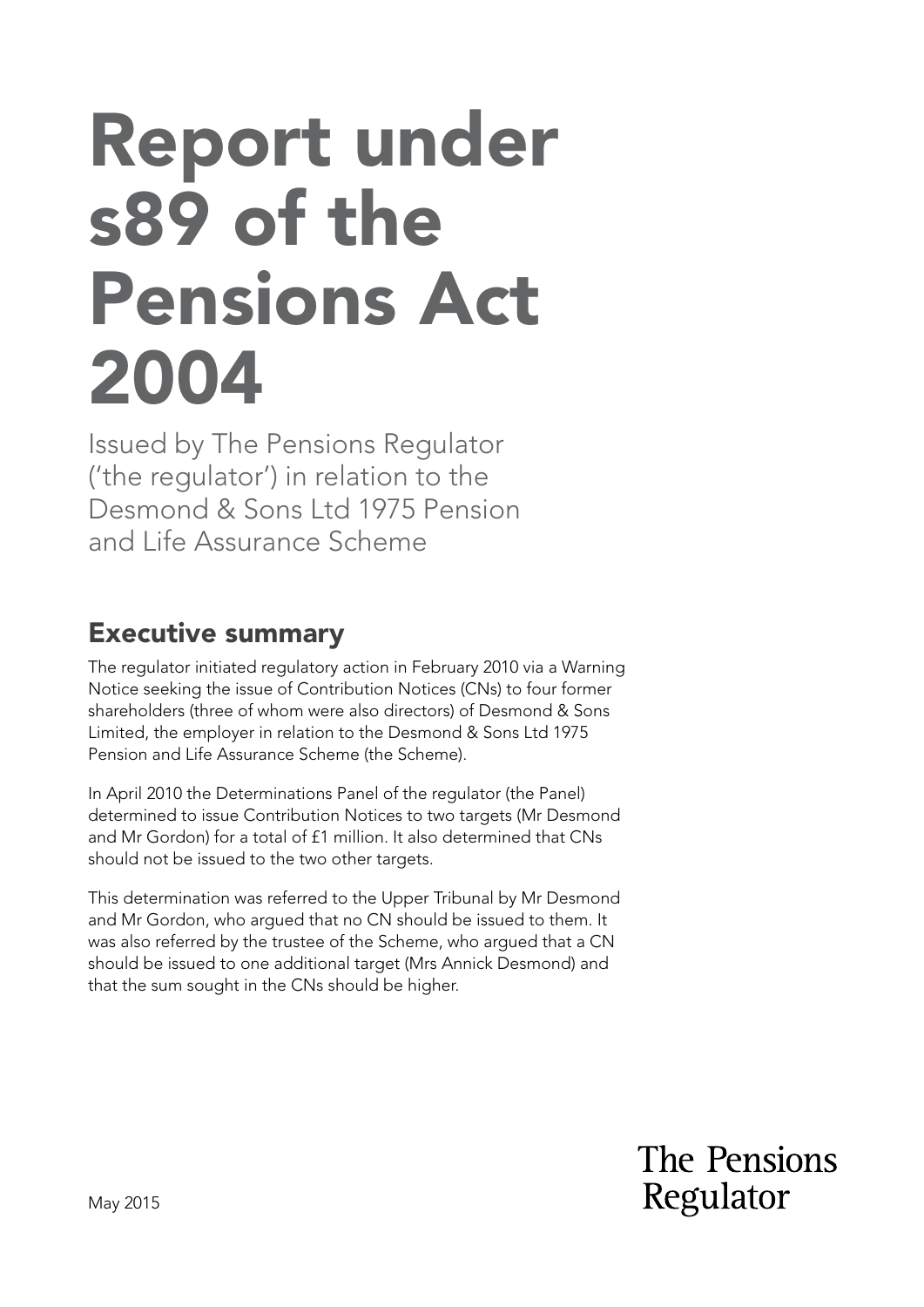# Report under s89 of the Pensions Act 2004

Issued by The Pensions Regulator ('the regulator') in relation to the Desmond & Sons Ltd 1975 Pension and Life Assurance Scheme

## Executive summary

The regulator initiated regulatory action in February 2010 via a Warning Notice seeking the issue of Contribution Notices (CNs) to four former shareholders (three of whom were also directors) of Desmond & Sons Limited, the employer in relation to the Desmond & Sons Ltd 1975 Pension and Life Assurance Scheme (the Scheme).

In April 2010 the Determinations Panel of the regulator (the Panel) determined to issue Contribution Notices to two targets (Mr Desmond and Mr Gordon) for a total of £1 million. It also determined that CNs should not be issued to the two other targets.

This determination was referred to the Upper Tribunal by Mr Desmond and Mr Gordon, who argued that no CN should be issued to them. It was also referred by the trustee of the Scheme, who argued that a CN should be issued to one additional target (Mrs Annick Desmond) and that the sum sought in the CNs should be higher.

May 2015

The Pensions Regulator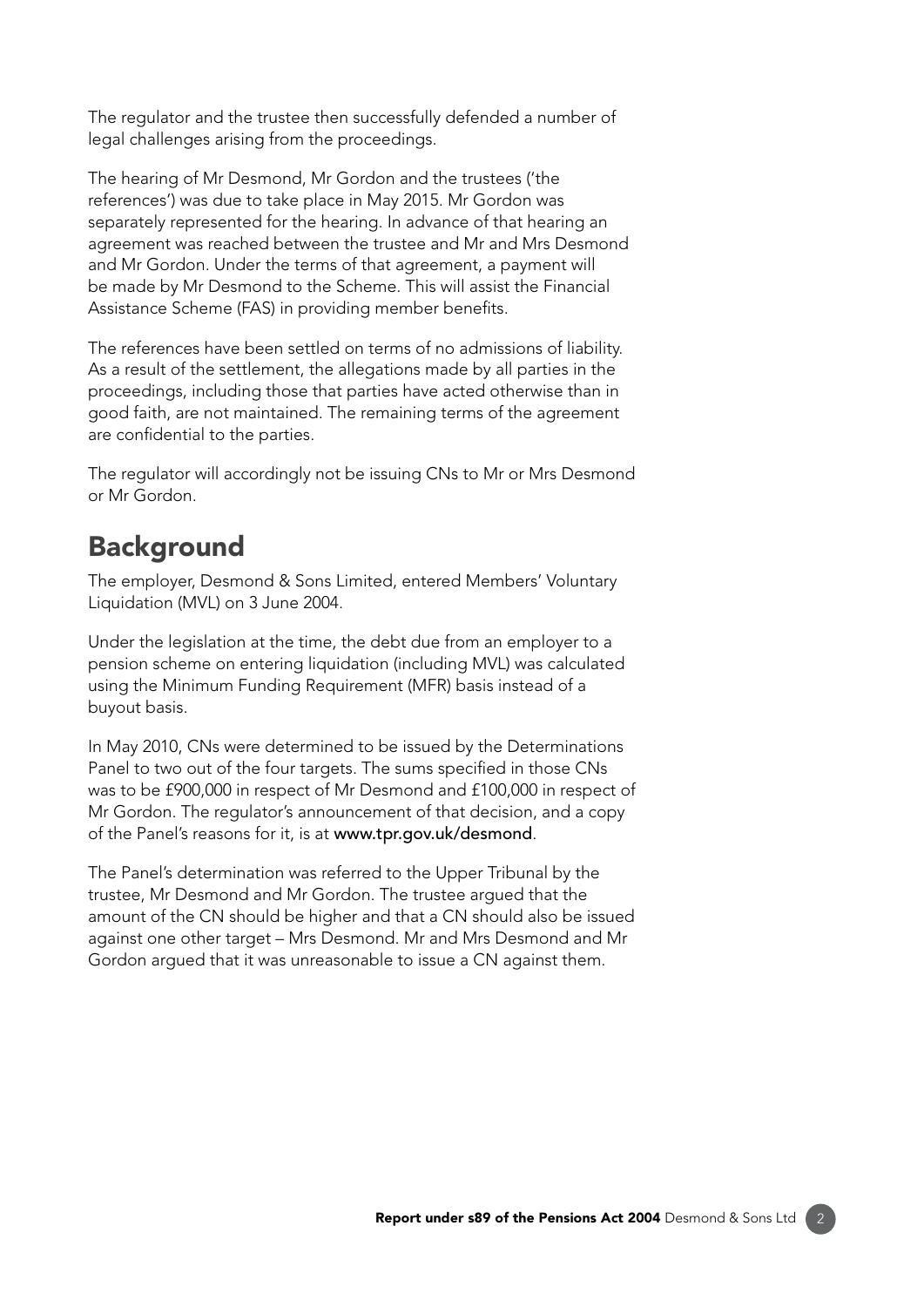The regulator and the trustee then successfully defended a number of legal challenges arising from the proceedings.

The hearing of Mr Desmond, Mr Gordon and the trustees ('the references') was due to take place in May 2015. Mr Gordon was separately represented for the hearing. In advance of that hearing an agreement was reached between the trustee and Mr and Mrs Desmond and Mr Gordon. Under the terms of that agreement, a payment will be made by Mr Desmond to the Scheme. This will assist the Financial Assistance Scheme (FAS) in providing member benefits.

The references have been settled on terms of no admissions of liability. As a result of the settlement, the allegations made by all parties in the proceedings, including those that parties have acted otherwise than in good faith, are not maintained. The remaining terms of the agreement are confidential to the parties.

The regulator will accordingly not be issuing CNs to Mr or Mrs Desmond or Mr Gordon.

## Background

The employer, Desmond & Sons Limited, entered Members' Voluntary Liquidation (MVL) on 3 June 2004.

Under the legislation at the time, the debt due from an employer to a pension scheme on entering liquidation (including MVL) was calculated using the Minimum Funding Requirement (MFR) basis instead of a buyout basis.

In May 2010, CNs were determined to be issued by the Determinations Panel to two out of the four targets. The sums specified in those CNs was to be £900,000 in respect of Mr Desmond and £100,000 in respect of Mr Gordon. The regulator's announcement of that decision, and a copy of the Panel's reasons for it, is at **www.tpr.gov.uk/desmond**.

The Panel's determination was referred to the Upper Tribunal by the trustee, Mr Desmond and Mr Gordon. The trustee argued that the amount of the CN should be higher and that a CN should also be issued against one other target – Mrs Desmond. Mr and Mrs Desmond and Mr Gordon argued that it was unreasonable to issue a CN against them.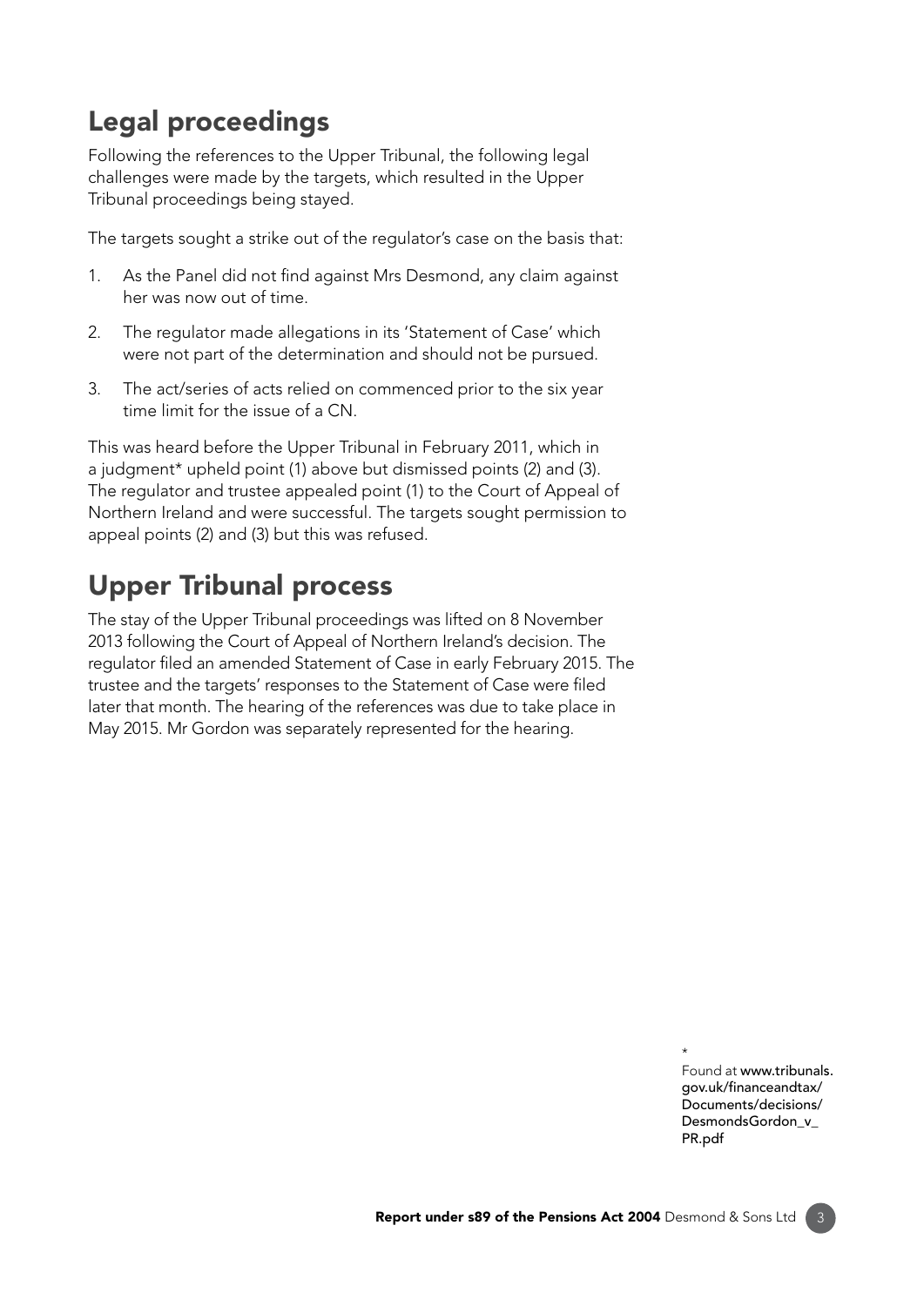## Legal proceedings

Following the references to the Upper Tribunal, the following legal challenges were made by the targets, which resulted in the Upper Tribunal proceedings being stayed.

The targets sought a strike out of the regulator's case on the basis that:

1. As the Panel did not find against Mrs Desmond, any claim against her was now out of time.
2. The regulator made allegations in its 'Statement of Case' which were not part of the determination and should not be pursued.
3. The act/series of acts relied on commenced prior to the six year time limit for the issue of a CN.

This was heard before the Upper Tribunal in February 2011, which in a judgment* upheld point (1) above but dismissed points (2) and (3). The regulator and trustee appealed point (1) to the Court of Appeal of Northern Ireland and were successful. The targets sought permission to appeal points (2) and (3) but this was refused.

## Upper Tribunal process

The stay of the Upper Tribunal proceedings was lifted on 8 November 2013 following the Court of Appeal of Northern Ireland's decision. The regulator filed an amended Statement of Case in early February 2015. The trustee and the targets' responses to the Statement of Case were filed later that month. The hearing of the references was due to take place in May 2015. Mr Gordon was separately represented for the hearing.

*
Found at www.tribunals.gov.uk/financeandtax/Documents/decisions/DesmondsGordon_v_PR.pdf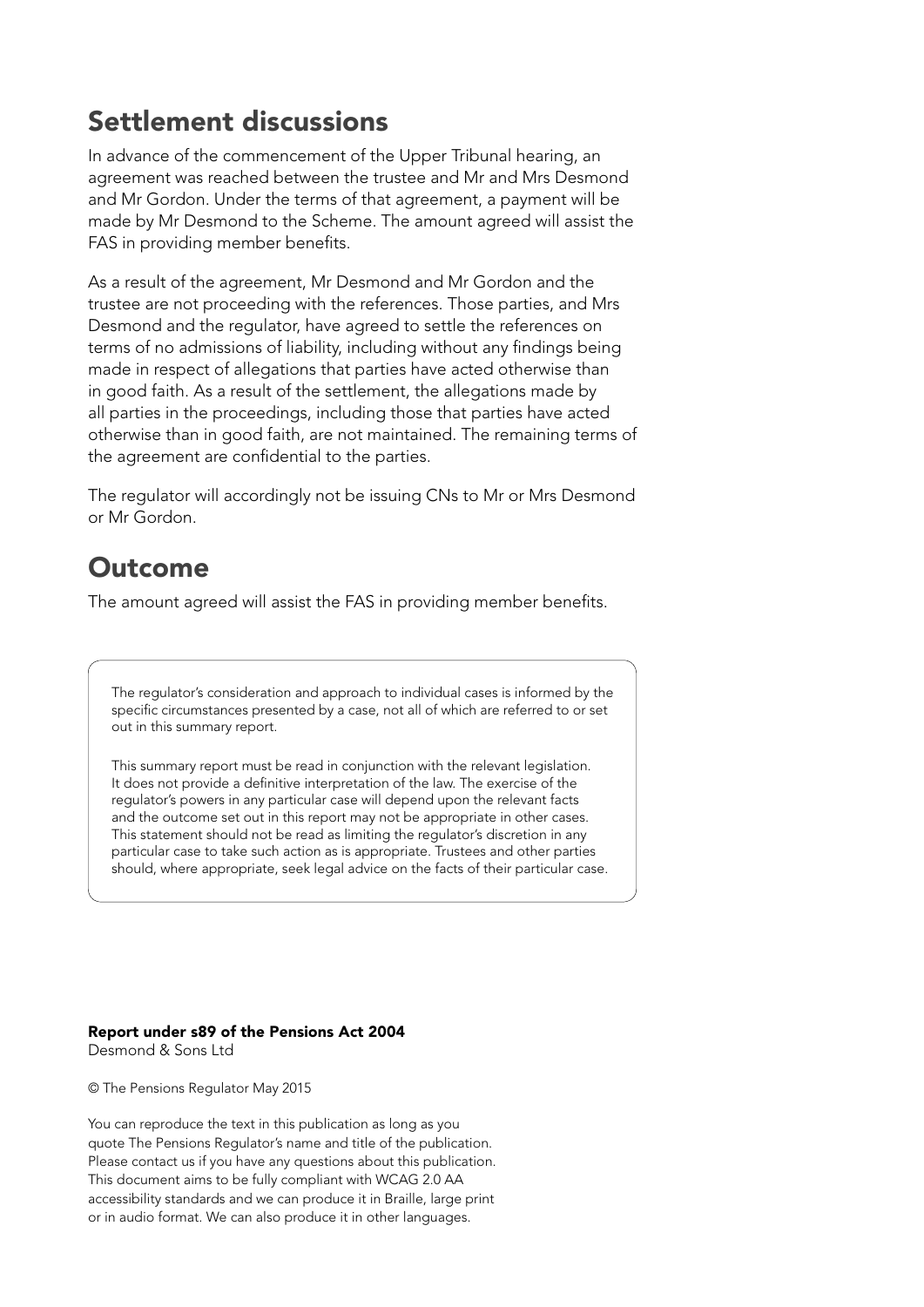## Settlement discussions

In advance of the commencement of the Upper Tribunal hearing, an agreement was reached between the trustee and Mr and Mrs Desmond and Mr Gordon. Under the terms of that agreement, a payment will be made by Mr Desmond to the Scheme. The amount agreed will assist the FAS in providing member benefits.

As a result of the agreement, Mr Desmond and Mr Gordon and the trustee are not proceeding with the references. Those parties, and Mrs Desmond and the regulator, have agreed to settle the references on terms of no admissions of liability, including without any findings being made in respect of allegations that parties have acted otherwise than in good faith. As a result of the settlement, the allegations made by all parties in the proceedings, including those that parties have acted otherwise than in good faith, are not maintained. The remaining terms of the agreement are confidential to the parties.

The regulator will accordingly not be issuing CNs to Mr or Mrs Desmond or Mr Gordon.

## Outcome

The amount agreed will assist the FAS in providing member benefits.

The regulator's consideration and approach to individual cases is informed by the specific circumstances presented by a case, not all of which are referred to or set out in this summary report.

This summary report must be read in conjunction with the relevant legislation. It does not provide a definitive interpretation of the law. The exercise of the regulator's powers in any particular case will depend upon the relevant facts and the outcome set out in this report may not be appropriate in other cases. This statement should not be read as limiting the regulator's discretion in any particular case to take such action as is appropriate. Trustees and other parties should, where appropriate, seek legal advice on the facts of their particular case.

**Report under s89 of the Pensions Act 2004**
Desmond & Sons Ltd

© The Pensions Regulator May 2015

You can reproduce the text in this publication as long as you quote The Pensions Regulator's name and title of the publication. Please contact us if you have any questions about this publication. This document aims to be fully compliant with WCAG 2.0 AA accessibility standards and we can produce it in Braille, large print or in audio format. We can also produce it in other languages.